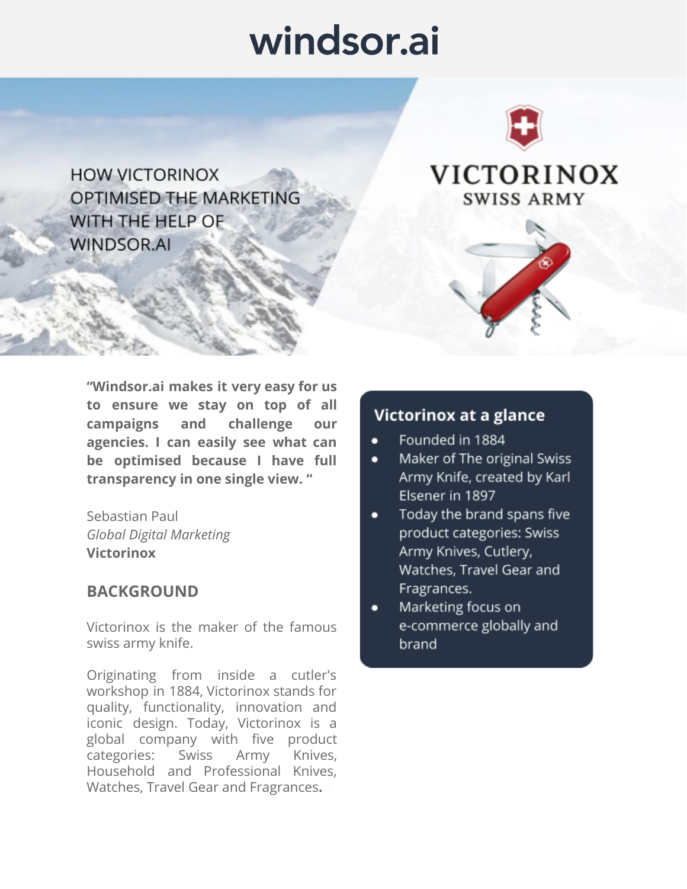# windsor.ai

HOW VICTORINOX OPTIMISED THE MARKETING WITH THE HELP OF WINDSOR.AI

VICTORINOX
SWISS ARMY

**"Windsor.ai makes it very easy for us to ensure we stay on top of all campaigns and challenge our agencies. I can easily see what can be optimised because I have full transparency in one single view. "**

Sebastian Paul
*Global Digital Marketing*
**Victorinox**

## BACKGROUND

Victorinox is the maker of the famous swiss army knife.

Originating from inside a cutler's workshop in 1884, Victorinox stands for quality, functionality, innovation and iconic design. Today, Victorinox is a global company with five product categories: Swiss Army Knives, Household and Professional Knives, Watches, Travel Gear and Fragrances.

### Victorinox at a glance

- Founded in 1884
- Maker of The original Swiss Army Knife, created by Karl Elsener in 1897
- Today the brand spans five product categories: Swiss Army Knives, Cutlery, Watches, Travel Gear and Fragrances.
- Marketing focus on e-commerce globally and brand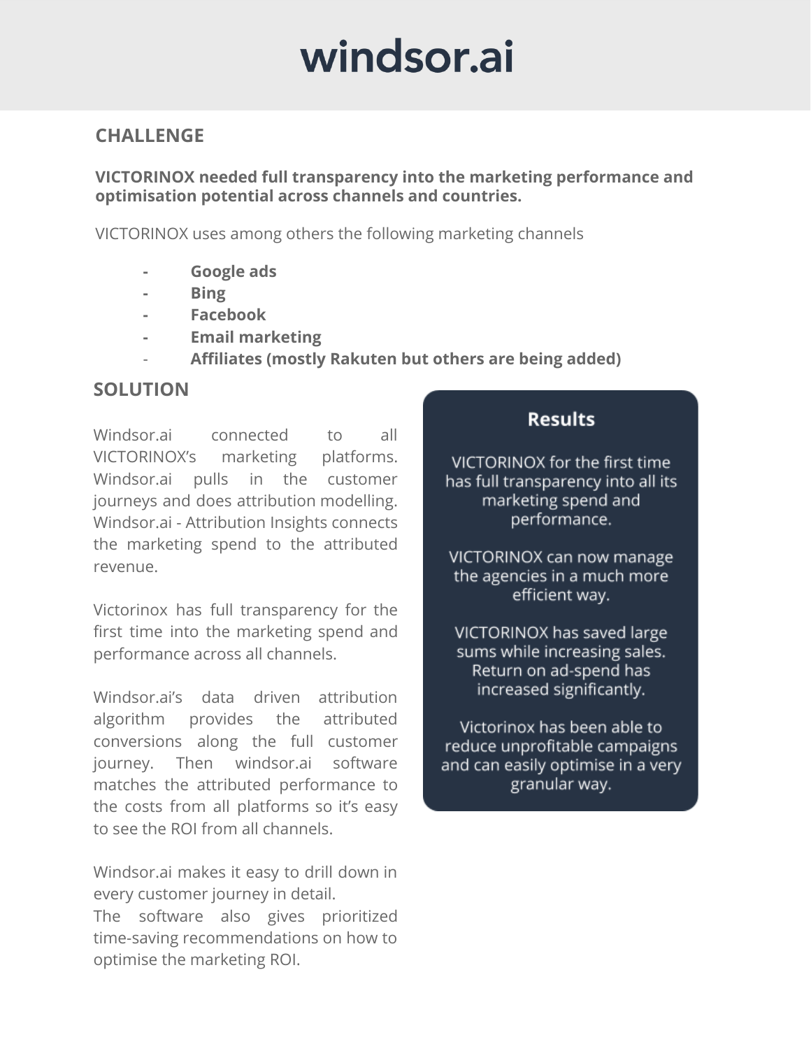# windsor.ai

## CHALLENGE

**VICTORINOX needed full transparency into the marketing performance and optimisation potential across channels and countries.**

VICTORINOX uses among others the following marketing channels

- **Google ads**
- **Bing**
- **Facebook**
- **Email marketing**
- **Affiliates (mostly Rakuten but others are being added)**

## SOLUTION

Windsor.ai connected to all VICTORINOX's marketing platforms. Windsor.ai pulls in the customer journeys and does attribution modelling. Windsor.ai - Attribution Insights connects the marketing spend to the attributed revenue.

Victorinox has full transparency for the first time into the marketing spend and performance across all channels.

Windsor.ai's data driven attribution algorithm provides the attributed conversions along the full customer journey. Then windsor.ai software matches the attributed performance to the costs from all platforms so it's easy to see the ROI from all channels.

Windsor.ai makes it easy to drill down in every customer journey in detail.
The software also gives prioritized time-saving recommendations on how to optimise the marketing ROI.

### Results

VICTORINOX for the first time has full transparency into all its marketing spend and performance.

VICTORINOX can now manage the agencies in a much more efficient way.

VICTORINOX has saved large sums while increasing sales. Return on ad-spend has increased significantly.

Victorinox has been able to reduce unprofitable campaigns and can easily optimise in a very granular way.